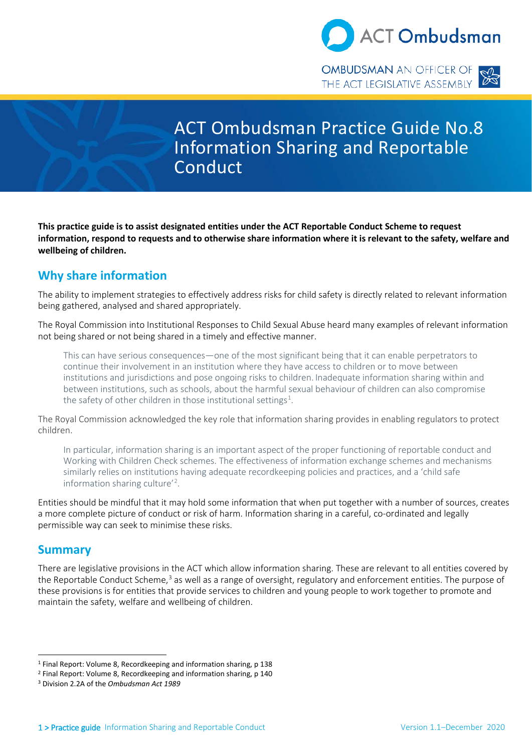ACT Ombudsman

OMBUDSMAN AN OFFICER OF THE ACT LEGISLATIVE ASSEMBLY

# ACT Ombudsman Practice Guide No.8 Information Sharing and Reportable Conduct

**This practice guide is to assist designated entities under the ACT Reportable Conduct Scheme to request information, respond to requests and to otherwise share information where it is relevant to the safety, welfare and wellbeing of children.**

## Why share information

The ability to implement strategies to effectively address risks for child safety is directly related to relevant information being gathered, analysed and shared appropriately.

The Royal Commission into Institutional Responses to Child Sexual Abuse heard many examples of relevant information not being shared or not being shared in a timely and effective manner.

> This can have serious consequences—one of the most significant being that it can enable perpetrators to continue their involvement in an institution where they have access to children or to move between institutions and jurisdictions and pose ongoing risks to children. Inadequate information sharing within and between institutions, such as schools, about the harmful sexual behaviour of children can also compromise the safety of other children in those institutional settings[1].

The Royal Commission acknowledged the key role that information sharing provides in enabling regulators to protect children.

> In particular, information sharing is an important aspect of the proper functioning of reportable conduct and Working with Children Check schemes. The effectiveness of information exchange schemes and mechanisms similarly relies on institutions having adequate recordkeeping policies and practices, and a 'child safe information sharing culture'[2].

Entities should be mindful that it may hold some information that when put together with a number of sources, creates a more complete picture of conduct or risk of harm. Information sharing in a careful, co-ordinated and legally permissible way can seek to minimise these risks.

## Summary

There are legislative provisions in the ACT which allow information sharing. These are relevant to all entities covered by the Reportable Conduct Scheme,[3] as well as a range of oversight, regulatory and enforcement entities. The purpose of these provisions is for entities that provide services to children and young people to work together to promote and maintain the safety, welfare and wellbeing of children.

---

[1] Final Report: Volume 8, Recordkeeping and information sharing, p 138

[2] Final Report: Volume 8, Recordkeeping and information sharing, p 140

[3] Division 2.2A of the *Ombudsman Act 1989*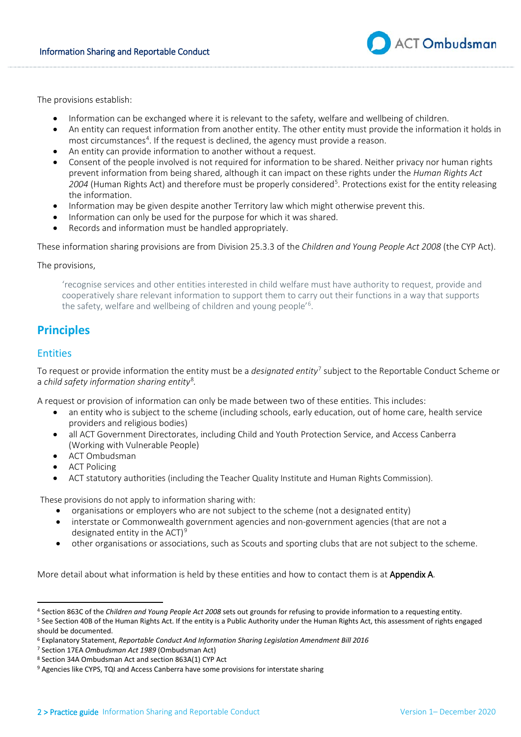The provisions establish:

- Information can be exchanged where it is relevant to the safety, welfare and wellbeing of children.
- An entity can request information from another entity. The other entity must provide the information it holds in most circumstances[4]. If the request is declined, the agency must provide a reason.
- An entity can provide information to another without a request.
- Consent of the people involved is not required for information to be shared. Neither privacy nor human rights prevent information from being shared, although it can impact on these rights under the *Human Rights Act 2004* (Human Rights Act) and therefore must be properly considered[5]. Protections exist for the entity releasing the information.
- Information may be given despite another Territory law which might otherwise prevent this.
- Information can only be used for the purpose for which it was shared.
- Records and information must be handled appropriately.

These information sharing provisions are from Division 25.3.3 of the *Children and Young People Act 2008* (the CYP Act).

The provisions,

> 'recognise services and other entities interested in child welfare must have authority to request, provide and cooperatively share relevant information to support them to carry out their functions in a way that supports the safety, welfare and wellbeing of children and young people'[6].

## Principles

### Entities

To request or provide information the entity must be a *designated entity*[7] subject to the Reportable Conduct Scheme or a *child safety information sharing entity*[8].

A request or provision of information can only be made between two of these entities. This includes:

- an entity who is subject to the scheme (including schools, early education, out of home care, health service providers and religious bodies)
- all ACT Government Directorates, including Child and Youth Protection Service, and Access Canberra (Working with Vulnerable People)
- ACT Ombudsman
- ACT Policing
- ACT statutory authorities (including the Teacher Quality Institute and Human Rights Commission).

These provisions do not apply to information sharing with:

- organisations or employers who are not subject to the scheme (not a designated entity)
- interstate or Commonwealth government agencies and non-government agencies (that are not a designated entity in the ACT)[9]
- other organisations or associations, such as Scouts and sporting clubs that are not subject to the scheme.

More detail about what information is held by these entities and how to contact them is at **Appendix A**.

---

[4] Section 863C of the *Children and Young People Act 2008* sets out grounds for refusing to provide information to a requesting entity.

[5] See Section 40B of the Human Rights Act. If the entity is a Public Authority under the Human Rights Act, this assessment of rights engaged should be documented.

[6] Explanatory Statement, *Reportable Conduct And Information Sharing Legislation Amendment Bill 2016*

[7] Section 17EA *Ombudsman Act 1989* (Ombudsman Act)

[8] Section 34A Ombudsman Act and section 863A(1) CYP Act

[9] Agencies like CYPS, TQI and Access Canberra have some provisions for interstate sharing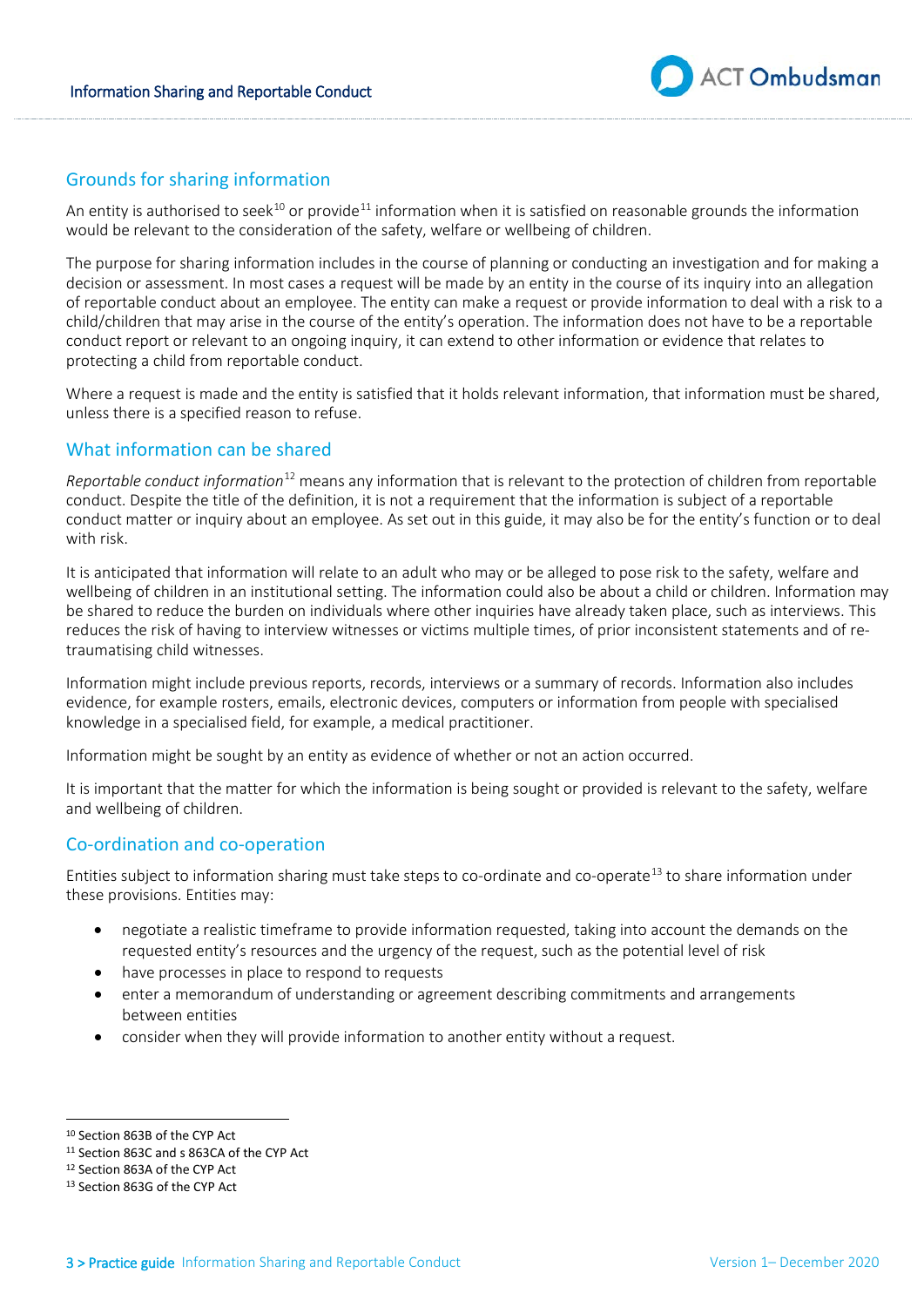## Grounds for sharing information

An entity is authorised to seek[10] or provide[11] information when it is satisfied on reasonable grounds the information would be relevant to the consideration of the safety, welfare or wellbeing of children.

The purpose for sharing information includes in the course of planning or conducting an investigation and for making a decision or assessment. In most cases a request will be made by an entity in the course of its inquiry into an allegation of reportable conduct about an employee. The entity can make a request or provide information to deal with a risk to a child/children that may arise in the course of the entity's operation. The information does not have to be a reportable conduct report or relevant to an ongoing inquiry, it can extend to other information or evidence that relates to protecting a child from reportable conduct.

Where a request is made and the entity is satisfied that it holds relevant information, that information must be shared, unless there is a specified reason to refuse.

## What information can be shared

*Reportable conduct information*[12] means any information that is relevant to the protection of children from reportable conduct. Despite the title of the definition, it is not a requirement that the information is subject of a reportable conduct matter or inquiry about an employee. As set out in this guide, it may also be for the entity's function or to deal with risk.

It is anticipated that information will relate to an adult who may or be alleged to pose risk to the safety, welfare and wellbeing of children in an institutional setting. The information could also be about a child or children. Information may be shared to reduce the burden on individuals where other inquiries have already taken place, such as interviews. This reduces the risk of having to interview witnesses or victims multiple times, of prior inconsistent statements and of re-traumatising child witnesses.

Information might include previous reports, records, interviews or a summary of records. Information also includes evidence, for example rosters, emails, electronic devices, computers or information from people with specialised knowledge in a specialised field, for example, a medical practitioner.

Information might be sought by an entity as evidence of whether or not an action occurred.

It is important that the matter for which the information is being sought or provided is relevant to the safety, welfare and wellbeing of children.

## Co-ordination and co-operation

Entities subject to information sharing must take steps to co-ordinate and co-operate[13] to share information under these provisions. Entities may:

- negotiate a realistic timeframe to provide information requested, taking into account the demands on the requested entity's resources and the urgency of the request, such as the potential level of risk
- have processes in place to respond to requests
- enter a memorandum of understanding or agreement describing commitments and arrangements between entities
- consider when they will provide information to another entity without a request.

---

[10] Section 863B of the CYP Act

[11] Section 863C and s 863CA of the CYP Act

[12] Section 863A of the CYP Act

[13] Section 863G of the CYP Act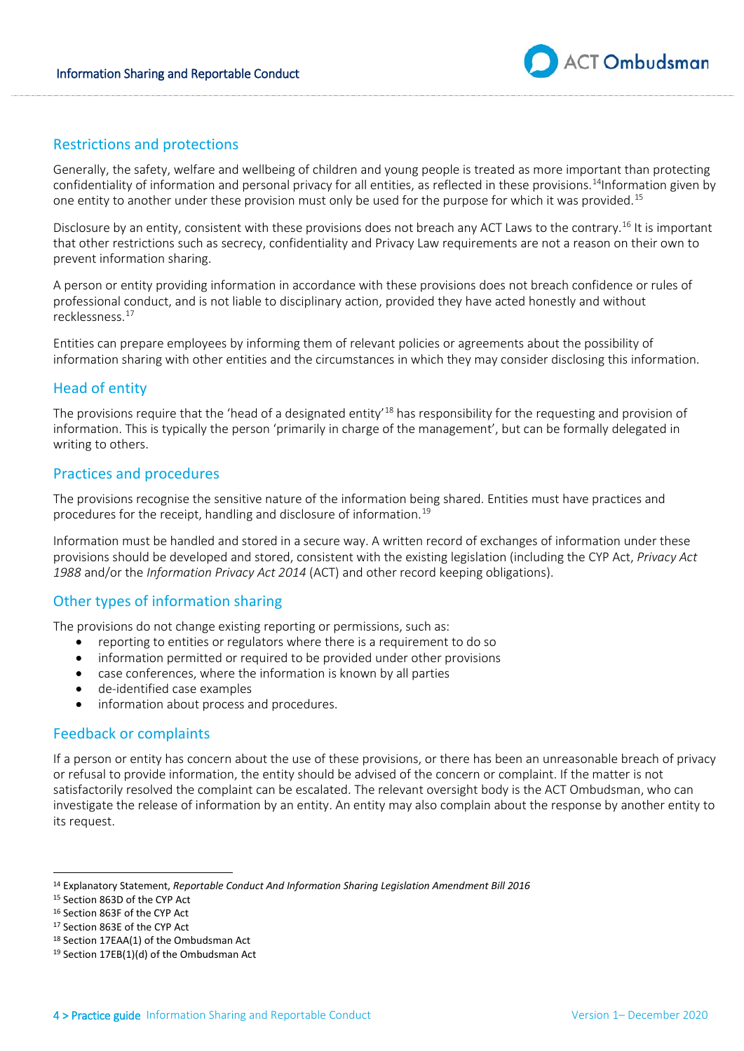## Restrictions and protections

Generally, the safety, welfare and wellbeing of children and young people is treated as more important than protecting confidentiality of information and personal privacy for all entities, as reflected in these provisions.[14]Information given by one entity to another under these provision must only be used for the purpose for which it was provided.[15]

Disclosure by an entity, consistent with these provisions does not breach any ACT Laws to the contrary.[16] It is important that other restrictions such as secrecy, confidentiality and Privacy Law requirements are not a reason on their own to prevent information sharing.

A person or entity providing information in accordance with these provisions does not breach confidence or rules of professional conduct, and is not liable to disciplinary action, provided they have acted honestly and without recklessness.[17]

Entities can prepare employees by informing them of relevant policies or agreements about the possibility of information sharing with other entities and the circumstances in which they may consider disclosing this information.

## Head of entity

The provisions require that the 'head of a designated entity'[18] has responsibility for the requesting and provision of information. This is typically the person 'primarily in charge of the management', but can be formally delegated in writing to others.

## Practices and procedures

The provisions recognise the sensitive nature of the information being shared. Entities must have practices and procedures for the receipt, handling and disclosure of information.[19]

Information must be handled and stored in a secure way. A written record of exchanges of information under these provisions should be developed and stored, consistent with the existing legislation (including the CYP Act, *Privacy Act 1988* and/or the *Information Privacy Act 2014* (ACT) and other record keeping obligations).

## Other types of information sharing

The provisions do not change existing reporting or permissions, such as:

- reporting to entities or regulators where there is a requirement to do so
- information permitted or required to be provided under other provisions
- case conferences, where the information is known by all parties
- de-identified case examples
- information about process and procedures.

## Feedback or complaints

If a person or entity has concern about the use of these provisions, or there has been an unreasonable breach of privacy or refusal to provide information, the entity should be advised of the concern or complaint. If the matter is not satisfactorily resolved the complaint can be escalated. The relevant oversight body is the ACT Ombudsman, who can investigate the release of information by an entity. An entity may also complain about the response by another entity to its request.

---

[14] Explanatory Statement, *Reportable Conduct And Information Sharing Legislation Amendment Bill 2016*

[15] Section 863D of the CYP Act

[16] Section 863F of the CYP Act

[17] Section 863E of the CYP Act

[18] Section 17EAA(1) of the Ombudsman Act

[19] Section 17EB(1)(d) of the Ombudsman Act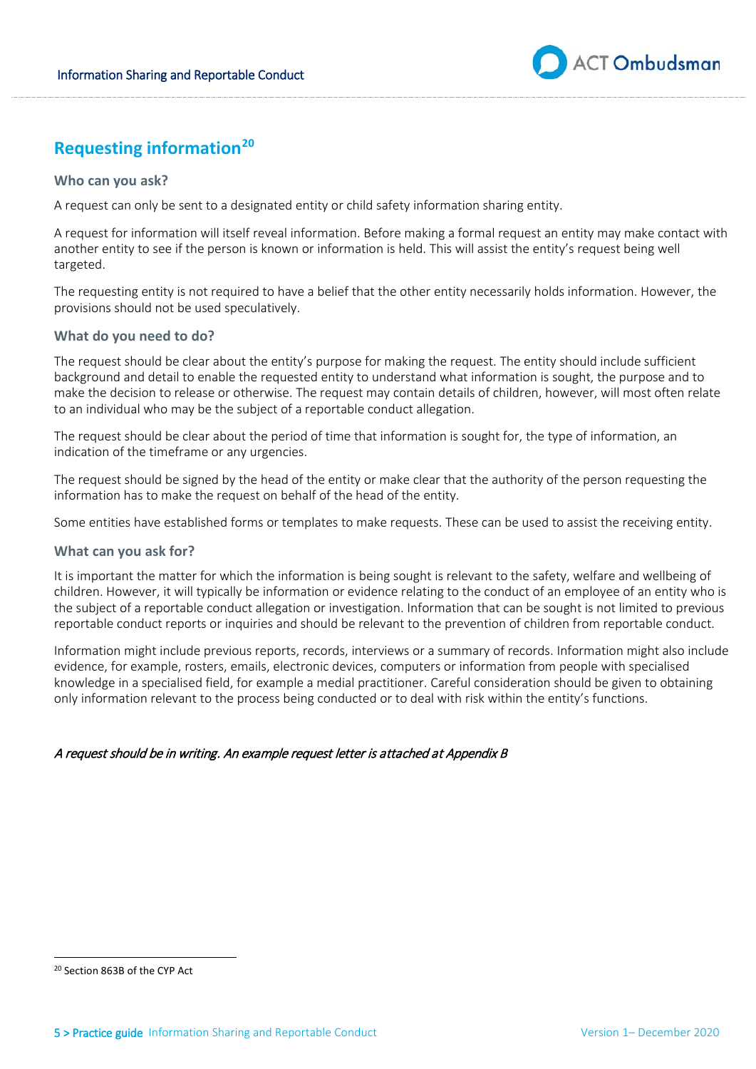## Requesting information[20]

### Who can you ask?

A request can only be sent to a designated entity or child safety information sharing entity.

A request for information will itself reveal information. Before making a formal request an entity may make contact with another entity to see if the person is known or information is held. This will assist the entity's request being well targeted.

The requesting entity is not required to have a belief that the other entity necessarily holds information. However, the provisions should not be used speculatively.

### What do you need to do?

The request should be clear about the entity's purpose for making the request. The entity should include sufficient background and detail to enable the requested entity to understand what information is sought, the purpose and to make the decision to release or otherwise. The request may contain details of children, however, will most often relate to an individual who may be the subject of a reportable conduct allegation.

The request should be clear about the period of time that information is sought for, the type of information, an indication of the timeframe or any urgencies.

The request should be signed by the head of the entity or make clear that the authority of the person requesting the information has to make the request on behalf of the head of the entity.

Some entities have established forms or templates to make requests. These can be used to assist the receiving entity.

### What can you ask for?

It is important the matter for which the information is being sought is relevant to the safety, welfare and wellbeing of children. However, it will typically be information or evidence relating to the conduct of an employee of an entity who is the subject of a reportable conduct allegation or investigation. Information that can be sought is not limited to previous reportable conduct reports or inquiries and should be relevant to the prevention of children from reportable conduct.

Information might include previous reports, records, interviews or a summary of records. Information might also include evidence, for example, rosters, emails, electronic devices, computers or information from people with specialised knowledge in a specialised field, for example a medial practitioner. Careful consideration should be given to obtaining only information relevant to the process being conducted or to deal with risk within the entity's functions.

*A request should be in writing. An example request letter is attached at Appendix B*

[20] Section 863B of the CYP Act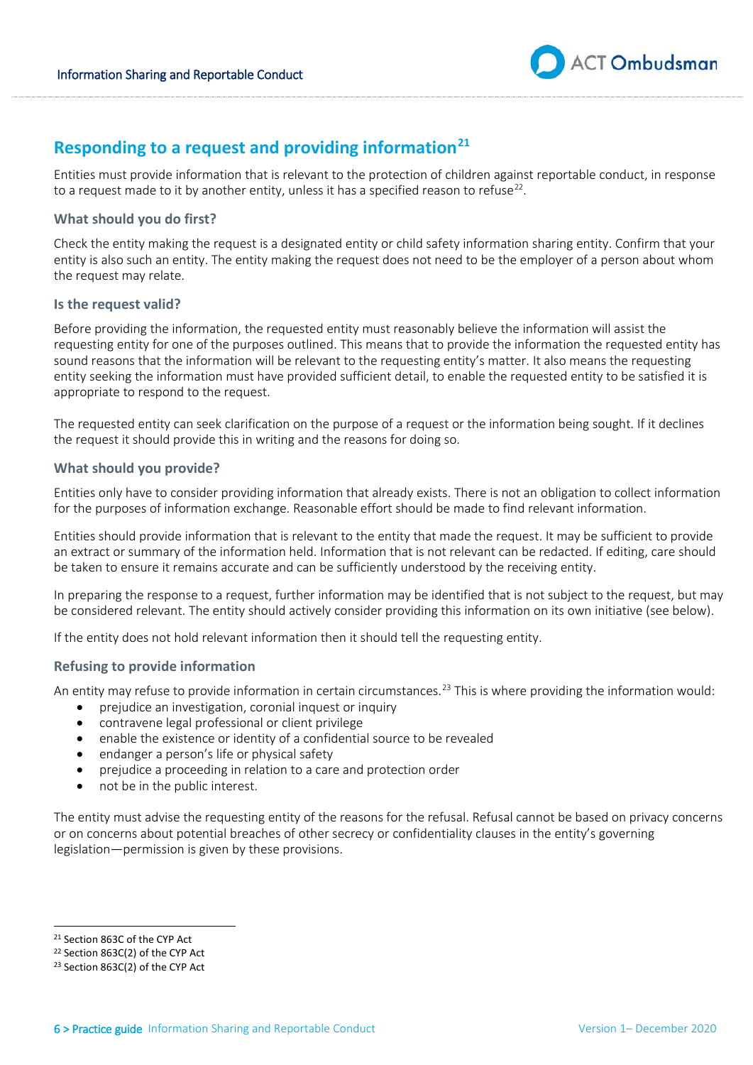## Responding to a request and providing information[21]

Entities must provide information that is relevant to the protection of children against reportable conduct, in response to a request made to it by another entity, unless it has a specified reason to refuse[22].

### What should you do first?

Check the entity making the request is a designated entity or child safety information sharing entity. Confirm that your entity is also such an entity. The entity making the request does not need to be the employer of a person about whom the request may relate.

### Is the request valid?

Before providing the information, the requested entity must reasonably believe the information will assist the requesting entity for one of the purposes outlined. This means that to provide the information the requested entity has sound reasons that the information will be relevant to the requesting entity's matter. It also means the requesting entity seeking the information must have provided sufficient detail, to enable the requested entity to be satisfied it is appropriate to respond to the request.

The requested entity can seek clarification on the purpose of a request or the information being sought. If it declines the request it should provide this in writing and the reasons for doing so.

### What should you provide?

Entities only have to consider providing information that already exists. There is not an obligation to collect information for the purposes of information exchange. Reasonable effort should be made to find relevant information.

Entities should provide information that is relevant to the entity that made the request. It may be sufficient to provide an extract or summary of the information held. Information that is not relevant can be redacted. If editing, care should be taken to ensure it remains accurate and can be sufficiently understood by the receiving entity.

In preparing the response to a request, further information may be identified that is not subject to the request, but may be considered relevant. The entity should actively consider providing this information on its own initiative (see below).

If the entity does not hold relevant information then it should tell the requesting entity.

### Refusing to provide information

An entity may refuse to provide information in certain circumstances.[23] This is where providing the information would:

- prejudice an investigation, coronial inquest or inquiry
- contravene legal professional or client privilege
- enable the existence or identity of a confidential source to be revealed
- endanger a person's life or physical safety
- prejudice a proceeding in relation to a care and protection order
- not be in the public interest.

The entity must advise the requesting entity of the reasons for the refusal. Refusal cannot be based on privacy concerns or on concerns about potential breaches of other secrecy or confidentiality clauses in the entity's governing legislation—permission is given by these provisions.

---

[21] Section 863C of the CYP Act

[22] Section 863C(2) of the CYP Act

[23] Section 863C(2) of the CYP Act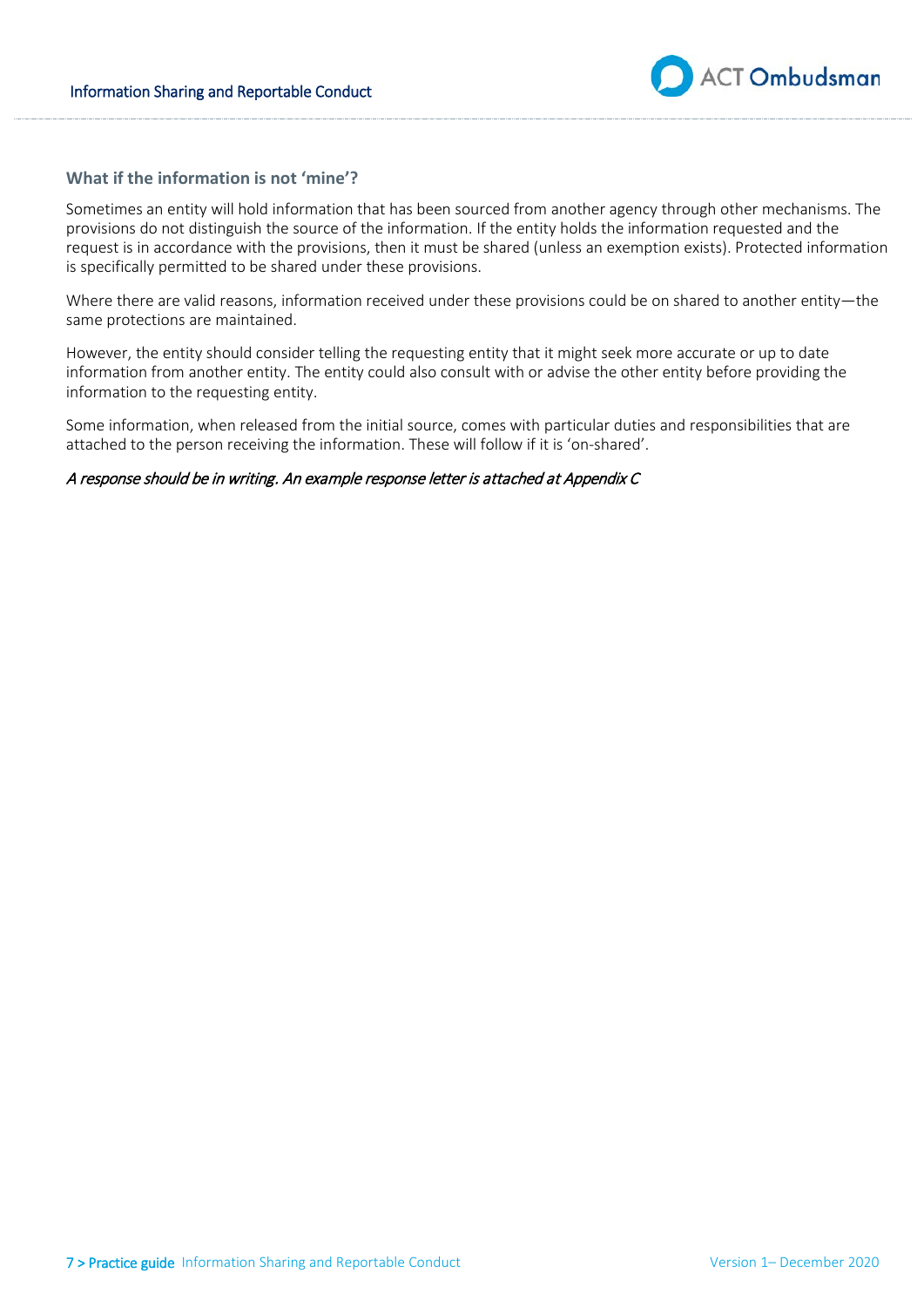### What if the information is not 'mine'?

Sometimes an entity will hold information that has been sourced from another agency through other mechanisms. The provisions do not distinguish the source of the information. If the entity holds the information requested and the request is in accordance with the provisions, then it must be shared (unless an exemption exists). Protected information is specifically permitted to be shared under these provisions.

Where there are valid reasons, information received under these provisions could be on shared to another entity—the same protections are maintained.

However, the entity should consider telling the requesting entity that it might seek more accurate or up to date information from another entity. The entity could also consult with or advise the other entity before providing the information to the requesting entity.

Some information, when released from the initial source, comes with particular duties and responsibilities that are attached to the person receiving the information. These will follow if it is 'on-shared'.

*A response should be in writing. An example response letter is attached at Appendix C*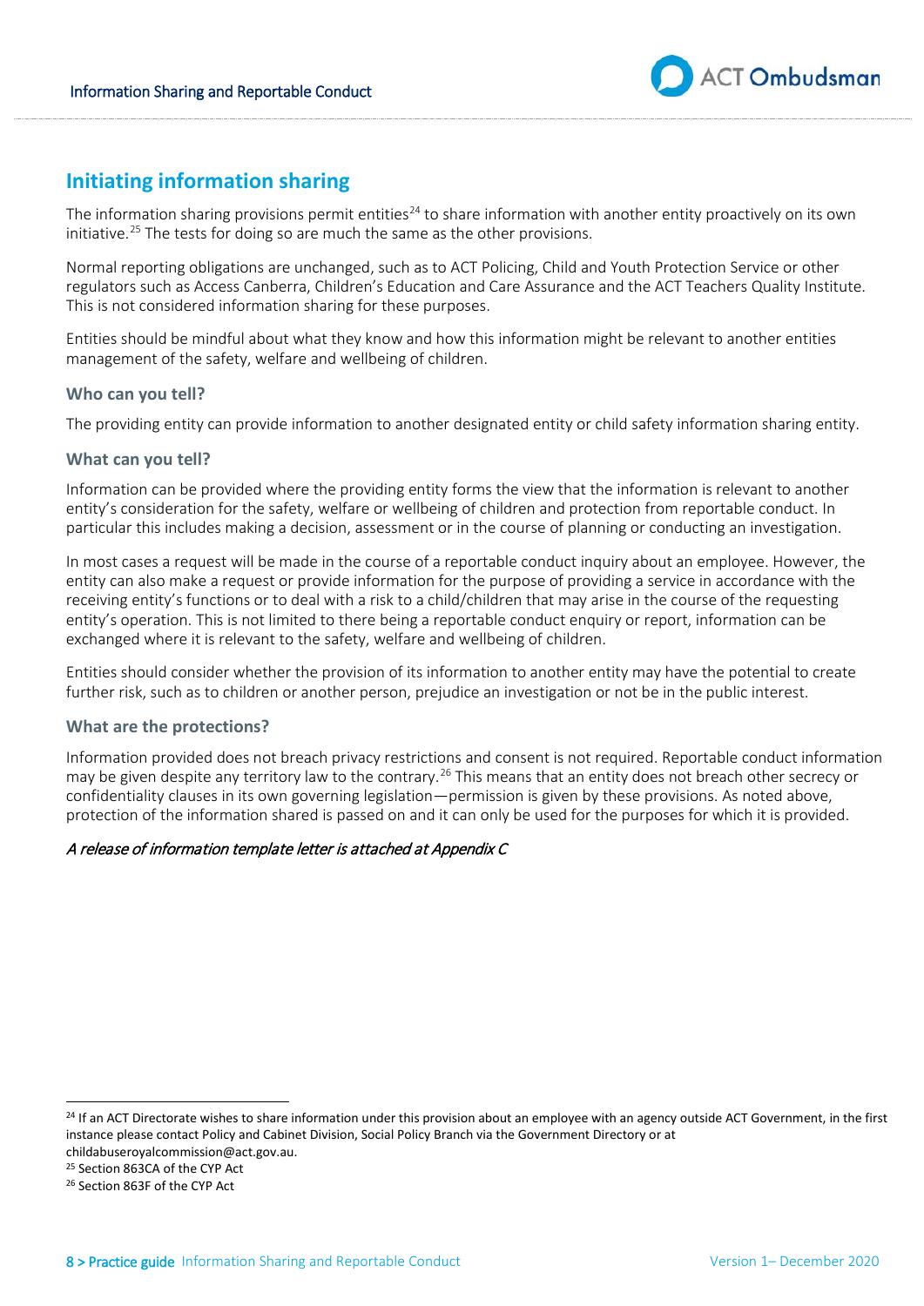## Initiating information sharing

The information sharing provisions permit entities[24] to share information with another entity proactively on its own initiative.[25] The tests for doing so are much the same as the other provisions.

Normal reporting obligations are unchanged, such as to ACT Policing, Child and Youth Protection Service or other regulators such as Access Canberra, Children's Education and Care Assurance and the ACT Teachers Quality Institute. This is not considered information sharing for these purposes.

Entities should be mindful about what they know and how this information might be relevant to another entities management of the safety, welfare and wellbeing of children.

### Who can you tell?

The providing entity can provide information to another designated entity or child safety information sharing entity.

### What can you tell?

Information can be provided where the providing entity forms the view that the information is relevant to another entity's consideration for the safety, welfare or wellbeing of children and protection from reportable conduct. In particular this includes making a decision, assessment or in the course of planning or conducting an investigation.

In most cases a request will be made in the course of a reportable conduct inquiry about an employee. However, the entity can also make a request or provide information for the purpose of providing a service in accordance with the receiving entity's functions or to deal with a risk to a child/children that may arise in the course of the requesting entity's operation. This is not limited to there being a reportable conduct enquiry or report, information can be exchanged where it is relevant to the safety, welfare and wellbeing of children.

Entities should consider whether the provision of its information to another entity may have the potential to create further risk, such as to children or another person, prejudice an investigation or not be in the public interest.

### What are the protections?

Information provided does not breach privacy restrictions and consent is not required. Reportable conduct information may be given despite any territory law to the contrary.[26] This means that an entity does not breach other secrecy or confidentiality clauses in its own governing legislation—permission is given by these provisions. As noted above, protection of the information shared is passed on and it can only be used for the purposes for which it is provided.

*A release of information template letter is attached at Appendix C*

---

[24] If an ACT Directorate wishes to share information under this provision about an employee with an agency outside ACT Government, in the first instance please contact Policy and Cabinet Division, Social Policy Branch via the Government Directory or at childabuseroyalcommission@act.gov.au.

[25] Section 863CA of the CYP Act

[26] Section 863F of the CYP Act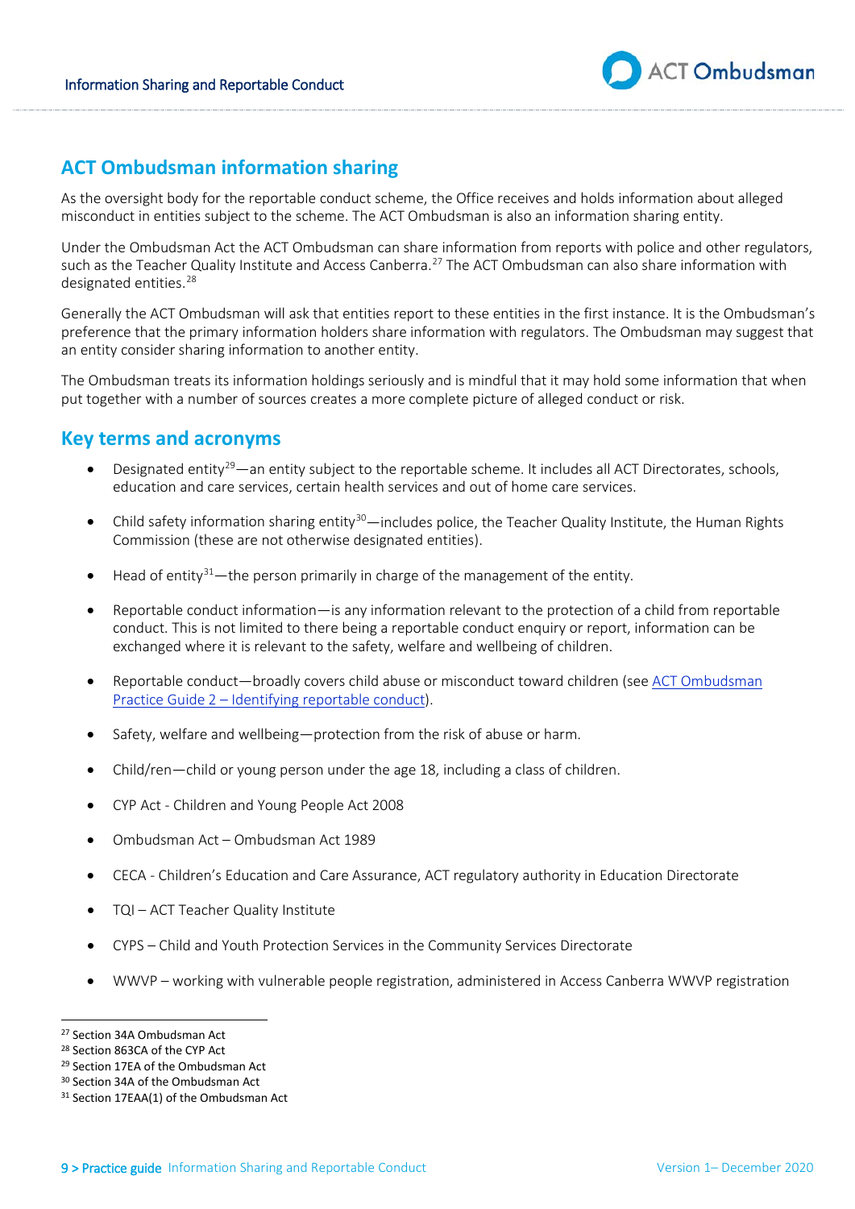## ACT Ombudsman information sharing

As the oversight body for the reportable conduct scheme, the Office receives and holds information about alleged misconduct in entities subject to the scheme. The ACT Ombudsman is also an information sharing entity.

Under the Ombudsman Act the ACT Ombudsman can share information from reports with police and other regulators, such as the Teacher Quality Institute and Access Canberra.[27] The ACT Ombudsman can also share information with designated entities.[28]

Generally the ACT Ombudsman will ask that entities report to these entities in the first instance. It is the Ombudsman's preference that the primary information holders share information with regulators. The Ombudsman may suggest that an entity consider sharing information to another entity.

The Ombudsman treats its information holdings seriously and is mindful that it may hold some information that when put together with a number of sources creates a more complete picture of alleged conduct or risk.

## Key terms and acronyms

- Designated entity[29]—an entity subject to the reportable scheme. It includes all ACT Directorates, schools, education and care services, certain health services and out of home care services.
- Child safety information sharing entity[30]—includes police, the Teacher Quality Institute, the Human Rights Commission (these are not otherwise designated entities).
- Head of entity[31]—the person primarily in charge of the management of the entity.
- Reportable conduct information—is any information relevant to the protection of a child from reportable conduct. This is not limited to there being a reportable conduct enquiry or report, information can be exchanged where it is relevant to the safety, welfare and wellbeing of children.
- Reportable conduct—broadly covers child abuse or misconduct toward children (see [ACT Ombudsman Practice Guide 2 – Identifying reportable conduct]).
- Safety, welfare and wellbeing—protection from the risk of abuse or harm.
- Child/ren—child or young person under the age 18, including a class of children.
- CYP Act - Children and Young People Act 2008
- Ombudsman Act – Ombudsman Act 1989
- CECA - Children's Education and Care Assurance, ACT regulatory authority in Education Directorate
- TQI – ACT Teacher Quality Institute
- CYPS – Child and Youth Protection Services in the Community Services Directorate
- WWVP – working with vulnerable people registration, administered in Access Canberra WWVP registration

---

[27] Section 34A Ombudsman Act
[28] Section 863CA of the CYP Act
[29] Section 17EA of the Ombudsman Act
[30] Section 34A of the Ombudsman Act
[31] Section 17EAA(1) of the Ombudsman Act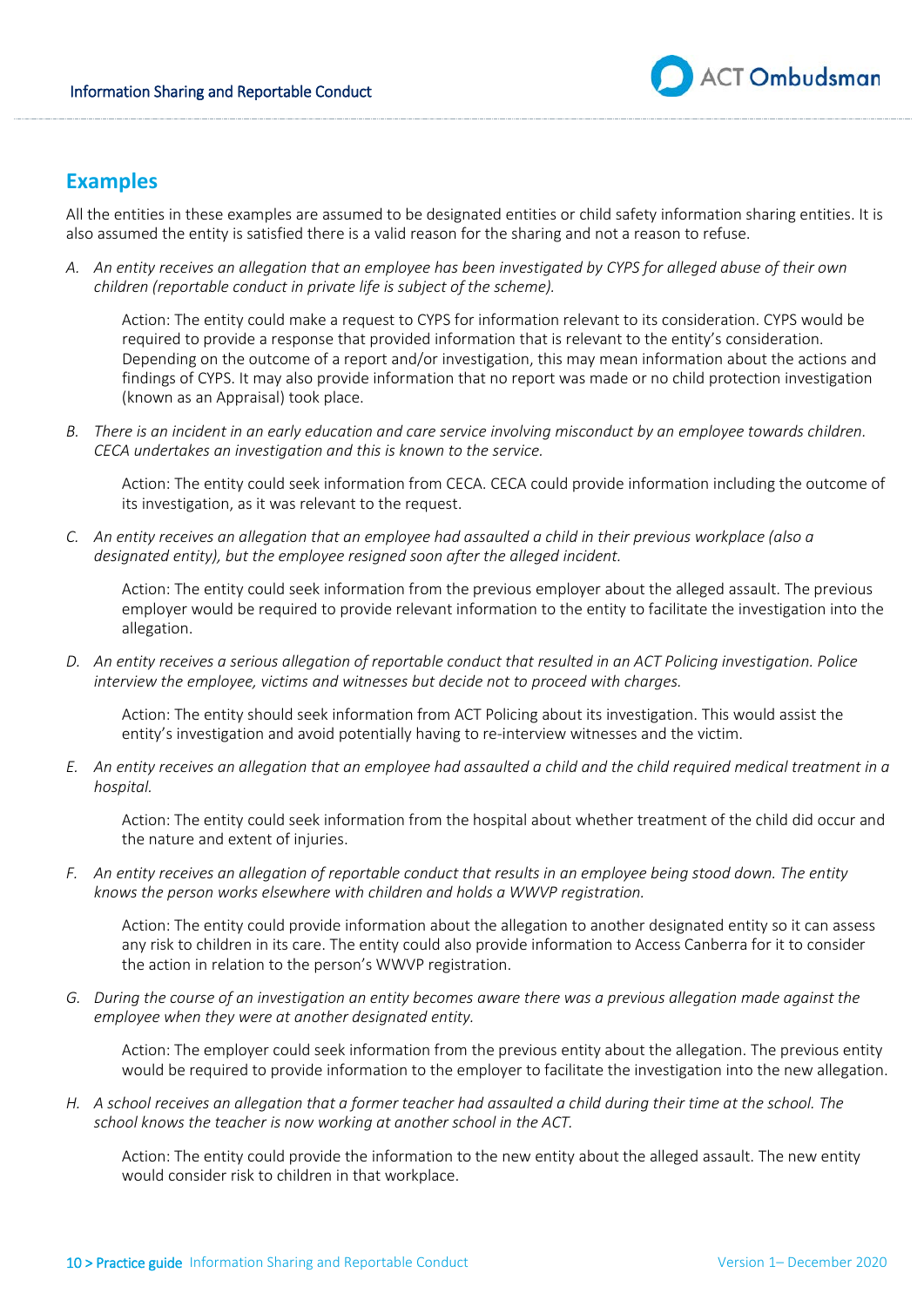## Examples

All the entities in these examples are assumed to be designated entities or child safety information sharing entities. It is also assumed the entity is satisfied there is a valid reason for the sharing and not a reason to refuse.

A. *An entity receives an allegation that an employee has been investigated by CYPS for alleged abuse of their own children (reportable conduct in private life is subject of the scheme).*

   Action: The entity could make a request to CYPS for information relevant to its consideration. CYPS would be required to provide a response that provided information that is relevant to the entity's consideration. Depending on the outcome of a report and/or investigation, this may mean information about the actions and findings of CYPS. It may also provide information that no report was made or no child protection investigation (known as an Appraisal) took place.

B. *There is an incident in an early education and care service involving misconduct by an employee towards children. CECA undertakes an investigation and this is known to the service.*

   Action: The entity could seek information from CECA. CECA could provide information including the outcome of its investigation, as it was relevant to the request.

C. *An entity receives an allegation that an employee had assaulted a child in their previous workplace (also a designated entity), but the employee resigned soon after the alleged incident.*

   Action: The entity could seek information from the previous employer about the alleged assault. The previous employer would be required to provide relevant information to the entity to facilitate the investigation into the allegation.

D. *An entity receives a serious allegation of reportable conduct that resulted in an ACT Policing investigation. Police interview the employee, victims and witnesses but decide not to proceed with charges.*

   Action: The entity should seek information from ACT Policing about its investigation. This would assist the entity's investigation and avoid potentially having to re-interview witnesses and the victim.

E. *An entity receives an allegation that an employee had assaulted a child and the child required medical treatment in a hospital.*

   Action: The entity could seek information from the hospital about whether treatment of the child did occur and the nature and extent of injuries.

F. *An entity receives an allegation of reportable conduct that results in an employee being stood down. The entity knows the person works elsewhere with children and holds a WWVP registration.*

   Action: The entity could provide information about the allegation to another designated entity so it can assess any risk to children in its care. The entity could also provide information to Access Canberra for it to consider the action in relation to the person's WWVP registration.

G. *During the course of an investigation an entity becomes aware there was a previous allegation made against the employee when they were at another designated entity.*

   Action: The employer could seek information from the previous entity about the allegation. The previous entity would be required to provide information to the employer to facilitate the investigation into the new allegation.

H. *A school receives an allegation that a former teacher had assaulted a child during their time at the school. The school knows the teacher is now working at another school in the ACT.*

   Action: The entity could provide the information to the new entity about the alleged assault. The new entity would consider risk to children in that workplace.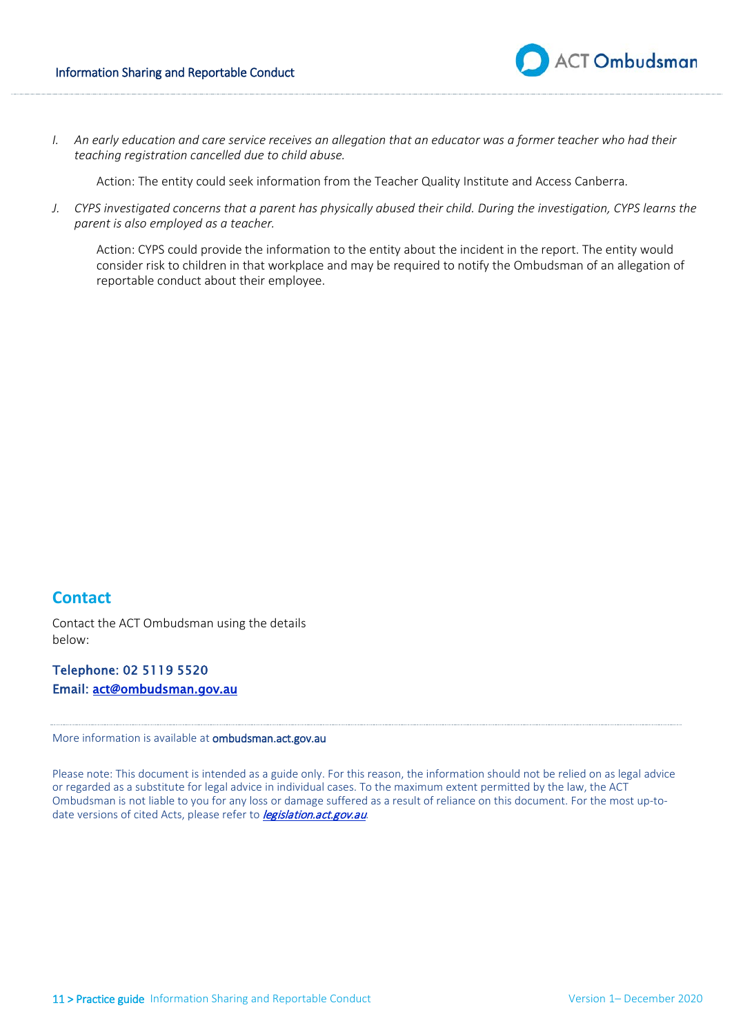I. *An early education and care service receives an allegation that an educator was a former teacher who had their teaching registration cancelled due to child abuse.*

   Action: The entity could seek information from the Teacher Quality Institute and Access Canberra.

J. *CYPS investigated concerns that a parent has physically abused their child. During the investigation, CYPS learns the parent is also employed as a teacher.*

   Action: CYPS could provide the information to the entity about the incident in the report. The entity would consider risk to children in that workplace and may be required to notify the Ombudsman of an allegation of reportable conduct about their employee.

## Contact

Contact the ACT Ombudsman using the details below:

**Telephone: 02 5119 5520**
**Email: act@ombudsman.gov.au**

More information is available at **ombudsman.act.gov.au**

Please note: This document is intended as a guide only. For this reason, the information should not be relied on as legal advice or regarded as a substitute for legal advice in individual cases. To the maximum extent permitted by the law, the ACT Ombudsman is not liable to you for any loss or damage suffered as a result of reliance on this document. For the most up-to-date versions of cited Acts, please refer to *legislation.act.gov.au*.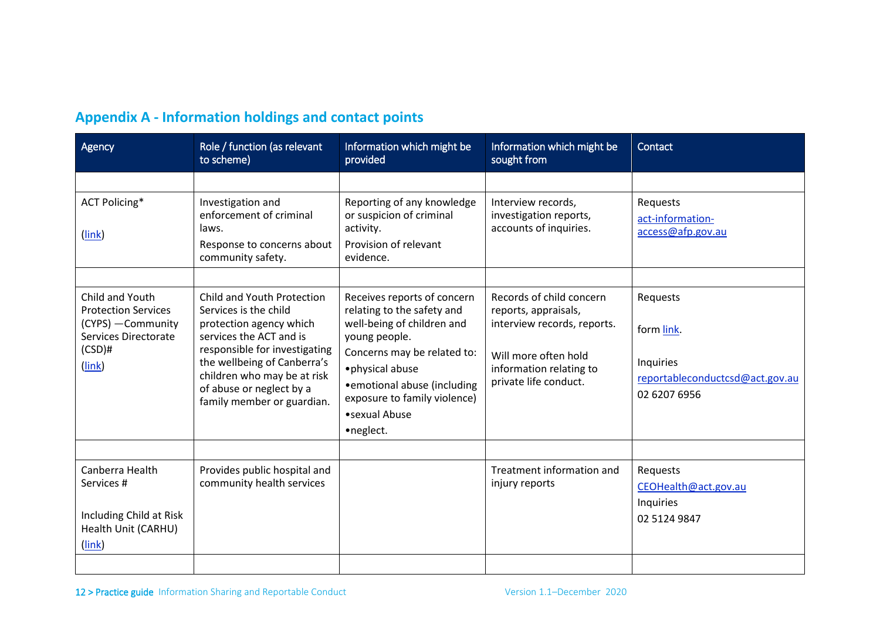## Appendix A - Information holdings and contact points

| Agency | Role / function (as relevant to scheme) | Information which might be provided | Information which might be sought from | Contact |
|---|---|---|---|---|
| | | | | |
| ACT Policing*<br><br>(link) | Investigation and enforcement of criminal laws.<br>Response to concerns about community safety. | Reporting of any knowledge or suspicion of criminal activity.<br>Provision of relevant evidence. | Interview records, investigation reports, accounts of inquiries. | Requests<br>act-information-access@afp.gov.au |
| | | | | |
| Child and Youth Protection Services (CYPS) —Community Services Directorate (CSD)#<br>(link) | Child and Youth Protection Services is the child protection agency which services the ACT and is responsible for investigating the wellbeing of Canberra's children who may be at risk of abuse or neglect by a family member or guardian. | Receives reports of concern relating to the safety and well-being of children and young people.<br>Concerns may be related to:<br>•physical abuse<br>•emotional abuse (including exposure to family violence)<br>•sexual Abuse<br>•neglect. | Records of child concern reports, appraisals, interview records, reports.<br><br>Will more often hold information relating to private life conduct. | Requests<br><br>form link.<br><br>Inquiries<br>reportableconductcsd@act.gov.au<br>02 6207 6956 |
| | | | | |
| Canberra Health Services #<br><br>Including Child at Risk Health Unit (CARHU)<br>(link) | Provides public hospital and community health services | | Treatment information and injury reports | Requests<br>CEOHealth@act.gov.au<br>Inquiries<br>02 5124 9847 |
| | | | | |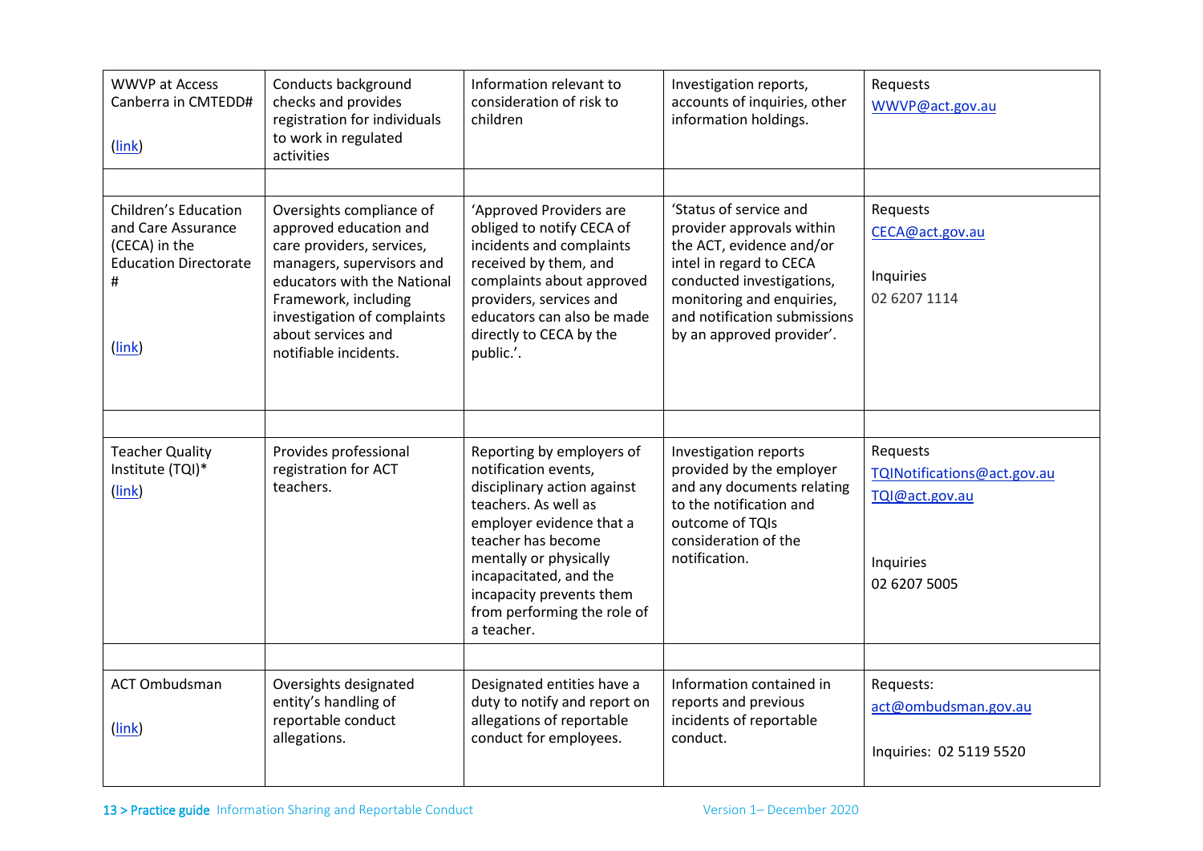| | | | | |
|---|---|---|---|---|
| WWVP at Access Canberra in CMTEDD# ([link](link)) | Conducts background checks and provides registration for individuals to work in regulated activities | Information relevant to consideration of risk to children | Investigation reports, accounts of inquiries, other information holdings. | Requests WWVP@act.gov.au |
| | | | | |
| Children's Education and Care Assurance (CECA) in the Education Directorate # ([link](link)) | Oversights compliance of approved education and care providers, services, managers, supervisors and educators with the National Framework, including investigation of complaints about services and notifiable incidents. | 'Approved Providers are obliged to notify CECA of incidents and complaints received by them, and complaints about approved providers, services and educators can also be made directly to CECA by the public.'. | 'Status of service and provider approvals within the ACT, evidence and/or intel in regard to CECA conducted investigations, monitoring and enquiries, and notification submissions by an approved provider'. | Requests CECA@act.gov.au<br><br>Inquiries 02 6207 1114 |
| | | | | |
| Teacher Quality Institute (TQI)* ([link](link)) | Provides professional registration for ACT teachers. | Reporting by employers of notification events, disciplinary action against teachers. As well as employer evidence that a teacher has become mentally or physically incapacitated, and the incapacity prevents them from performing the role of a teacher. | Investigation reports provided by the employer and any documents relating to the notification and outcome of TQIs consideration of the notification. | Requests TQINotifications@act.gov.au TQI@act.gov.au<br><br>Inquiries 02 6207 5005 |
| | | | | |
| ACT Ombudsman ([link](link)) | Oversights designated entity's handling of reportable conduct allegations. | Designated entities have a duty to notify and report on allegations of reportable conduct for employees. | Information contained in reports and previous incidents of reportable conduct. | Requests: act@ombudsman.gov.au<br><br>Inquiries: 02 5119 5520 |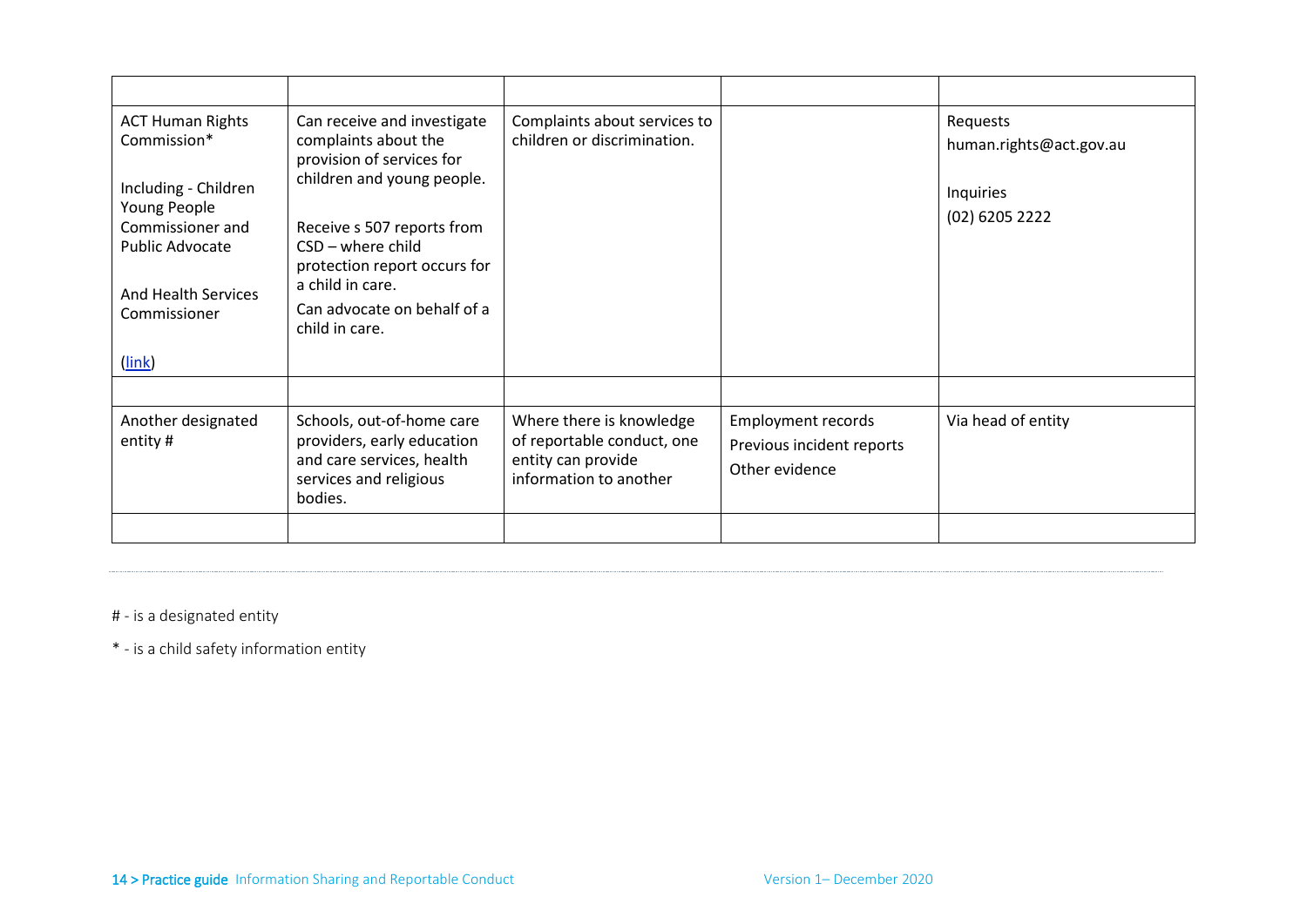| | | | | |
|---|---|---|---|---|
| ACT Human Rights Commission*<br><br>Including - Children Young People Commissioner and Public Advocate<br><br>And Health Services Commissioner<br><br>(link) | Can receive and investigate complaints about the provision of services for children and young people.<br><br>Receive s 507 reports from CSD – where child protection report occurs for a child in care.<br>Can advocate on behalf of a child in care. | Complaints about services to children or discrimination. | | Requests<br>human.rights@act.gov.au<br><br>Inquiries<br>(02) 6205 2222 |
| | | | | |
| Another designated entity # | Schools, out-of-home care providers, early education and care services, health services and religious bodies. | Where there is knowledge of reportable conduct, one entity can provide information to another | Employment records<br>Previous incident reports<br>Other evidence | Via head of entity |
| | | | | |

# - is a designated entity

* - is a child safety information entity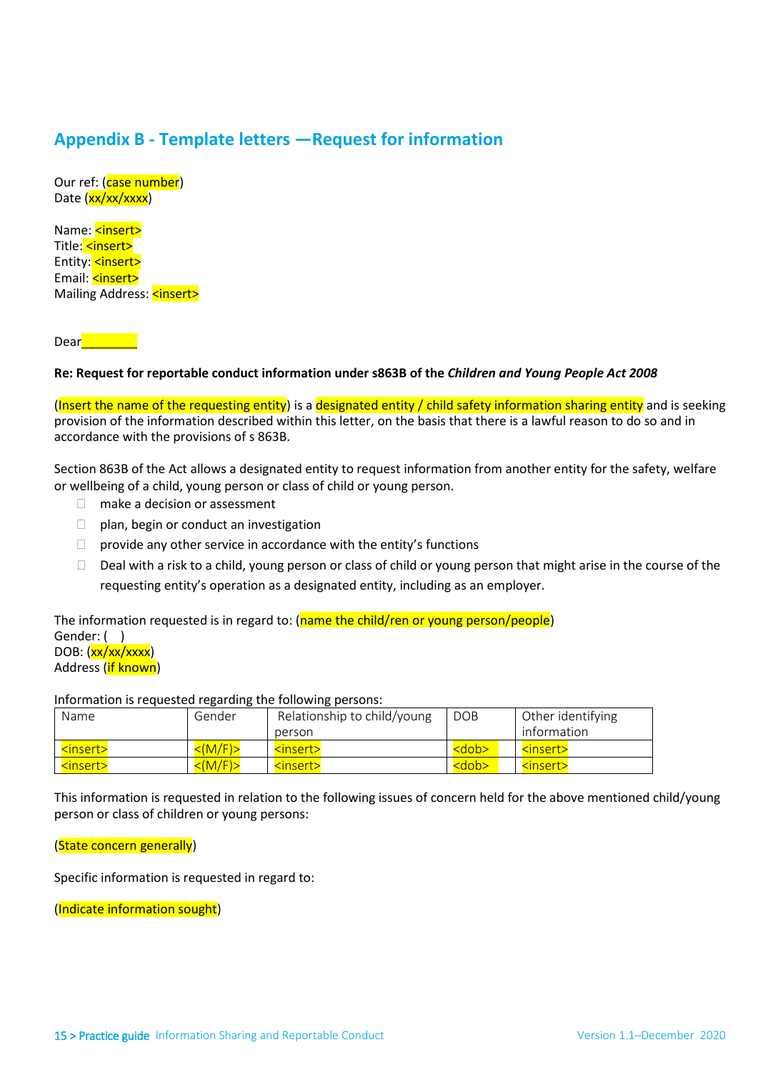## Appendix B - Template letters —Request for information

Our ref: (case number)
Date (xx/xx/xxxx)

Name: <insert>
Title: <insert>
Entity: <insert>
Email: <insert>
Mailing Address: <insert>

Dear________

**Re: Request for reportable conduct information under s863B of the *Children and Young People Act 2008***

(Insert the name of the requesting entity) is a designated entity / child safety information sharing entity and is seeking provision of the information described within this letter, on the basis that there is a lawful reason to do so and in accordance with the provisions of s 863B.

Section 863B of the Act allows a designated entity to request information from another entity for the safety, welfare or wellbeing of a child, young person or class of child or young person.

- make a decision or assessment
- plan, begin or conduct an investigation
- provide any other service in accordance with the entity's functions
- Deal with a risk to a child, young person or class of child or young person that might arise in the course of the requesting entity's operation as a designated entity, including as an employer.

The information requested is in regard to: (name the child/ren or young person/people)
Gender: ( )
DOB: (xx/xx/xxxx)
Address (if known)

Information is requested regarding the following persons:

| Name | Gender | Relationship to child/young person | DOB | Other identifying information |
|---|---|---|---|---|
| <insert> | <(M/F)> | <insert> | <dob> | <insert> |
| <insert> | <(M/F)> | <insert> | <dob> | <insert> |

This information is requested in relation to the following issues of concern held for the above mentioned child/young person or class of children or young persons:

(State concern generally)

Specific information is requested in regard to:

(Indicate information sought)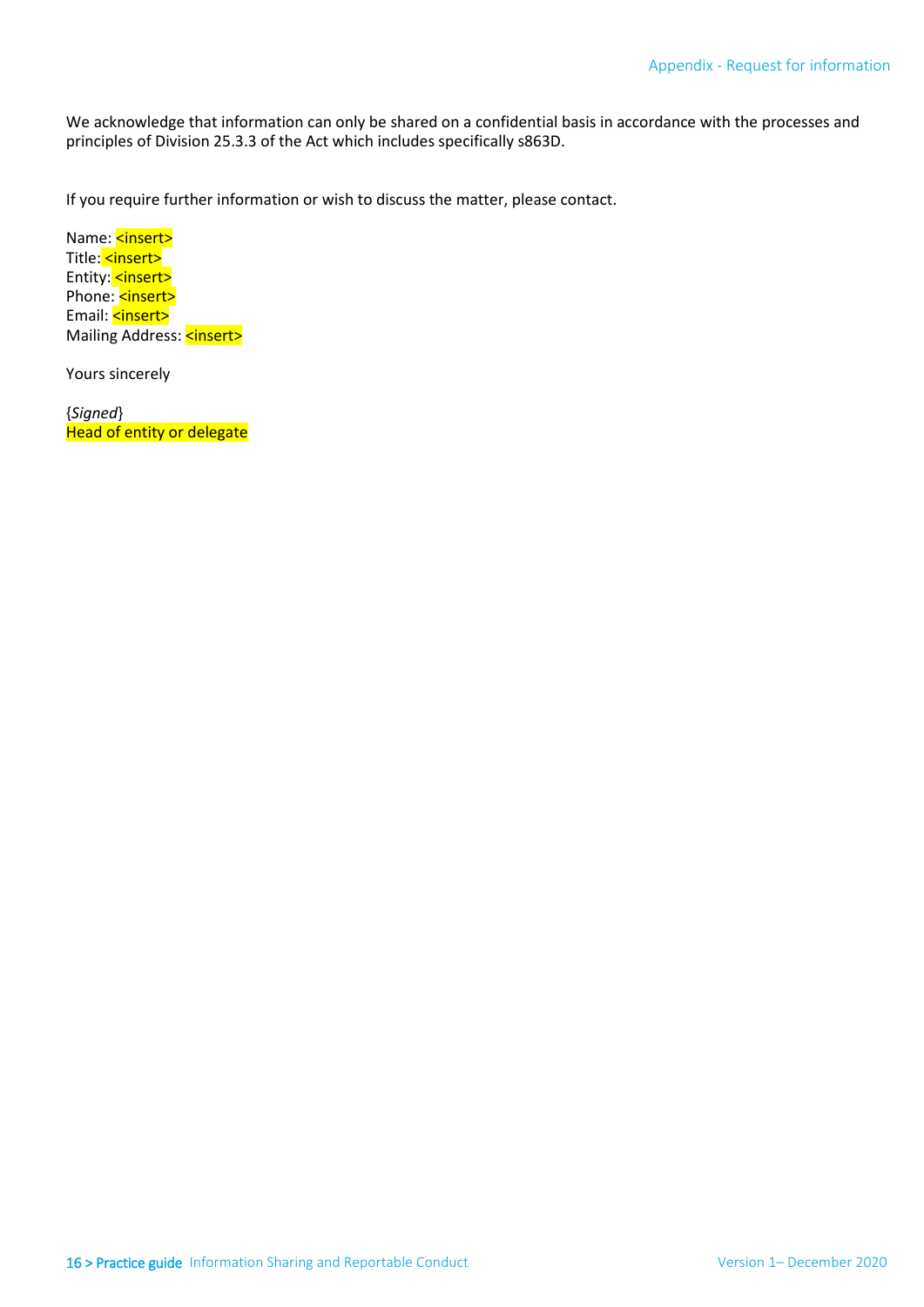We acknowledge that information can only be shared on a confidential basis in accordance with the processes and principles of Division 25.3.3 of the Act which includes specifically s863D.

If you require further information or wish to discuss the matter, please contact.

Name: <insert>
Title: <insert>
Entity: <insert>
Phone: <insert>
Email: <insert>
Mailing Address: <insert>

Yours sincerely

{*Signed*}
Head of entity or delegate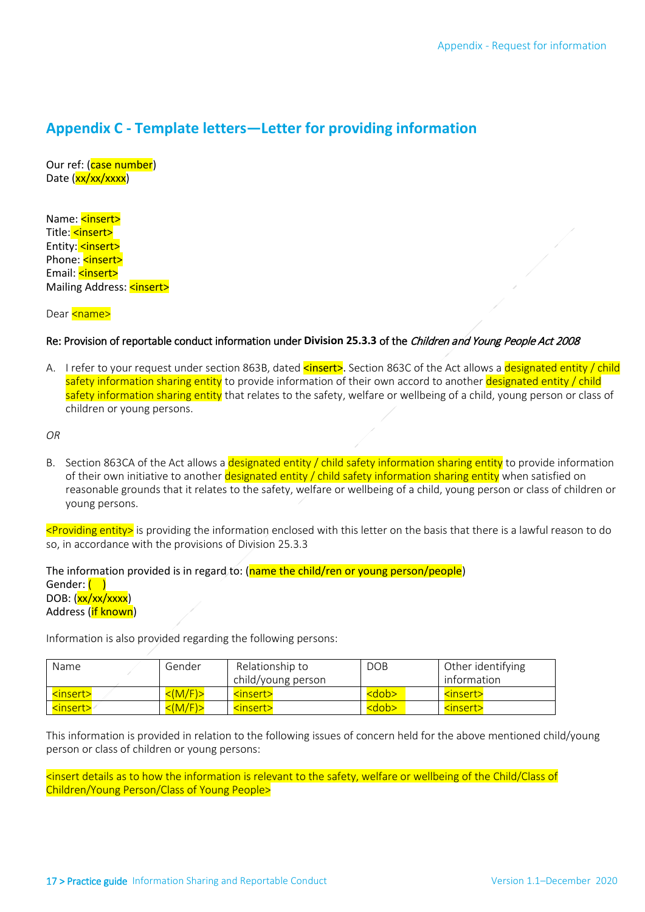## Appendix C - Template letters—Letter for providing information

Our ref: (case number)
Date (xx/xx/xxxx)

Name: <insert>
Title: <insert>
Entity: <insert>
Phone: <insert>
Email: <insert>
Mailing Address: <insert>

Dear <name>

Re: Provision of reportable conduct information under **Division 25.3.3** of the *Children and Young People Act 2008*

A. I refer to your request under section 863B, dated <insert>. Section 863C of the Act allows a designated entity / child safety information sharing entity to provide information of their own accord to another designated entity / child safety information sharing entity that relates to the safety, welfare or wellbeing of a child, young person or class of children or young persons.

*OR*

B. Section 863CA of the Act allows a designated entity / child safety information sharing entity to provide information of their own initiative to another designated entity / child safety information sharing entity when satisfied on reasonable grounds that it relates to the safety, welfare or wellbeing of a child, young person or class of children or young persons.

<Providing entity> is providing the information enclosed with this letter on the basis that there is a lawful reason to do so, in accordance with the provisions of Division 25.3.3

The information provided is in regard to: (name the child/ren or young person/people)
Gender: ( )
DOB: (xx/xx/xxxx)
Address (if known)

Information is also provided regarding the following persons:

| Name | Gender | Relationship to child/young person | DOB | Other identifying information |
|---|---|---|---|---|
| <insert> | <(M/F)> | <insert> | <dob> | <insert> |
| <insert> | <(M/F)> | <insert> | <dob> | <insert> |

This information is provided in relation to the following issues of concern held for the above mentioned child/young person or class of children or young persons:

<insert details as to how the information is relevant to the safety, welfare or wellbeing of the Child/Class of Children/Young Person/Class of Young People>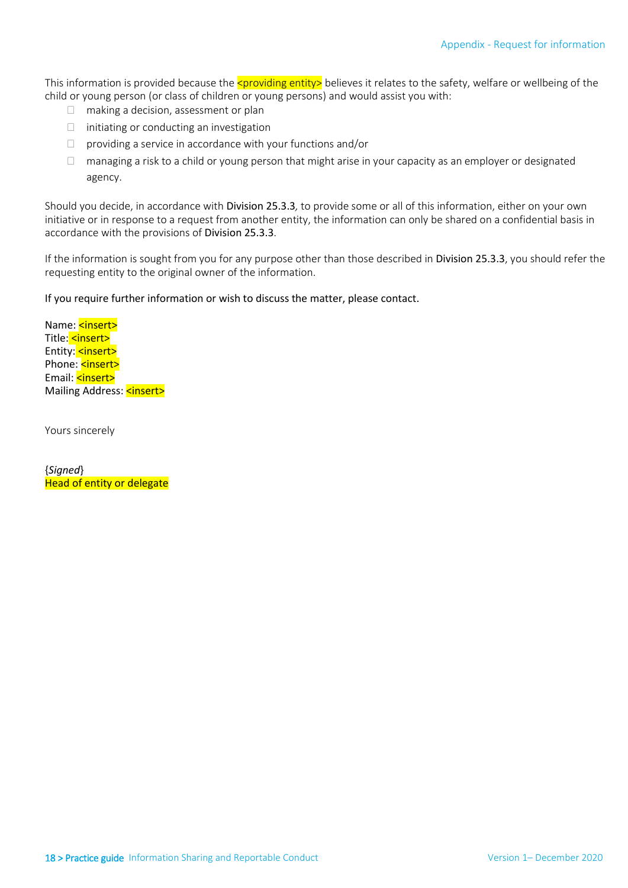This information is provided because the <providing entity> believes it relates to the safety, welfare or wellbeing of the child or young person (or class of children or young persons) and would assist you with:

- making a decision, assessment or plan
- initiating or conducting an investigation
- providing a service in accordance with your functions and/or
- managing a risk to a child or young person that might arise in your capacity as an employer or designated agency.

Should you decide, in accordance with Division 25.3.3*,* to provide some or all of this information, either on your own initiative or in response to a request from another entity, the information can only be shared on a confidential basis in accordance with the provisions of Division 25.3.3.

If the information is sought from you for any purpose other than those described in Division 25.3.3, you should refer the requesting entity to the original owner of the information.

If you require further information or wish to discuss the matter, please contact.

Name: <insert>
Title: <insert>
Entity: <insert>
Phone: <insert>
Email: <insert>
Mailing Address: <insert>

Yours sincerely

{*Signed*}
Head of entity or delegate